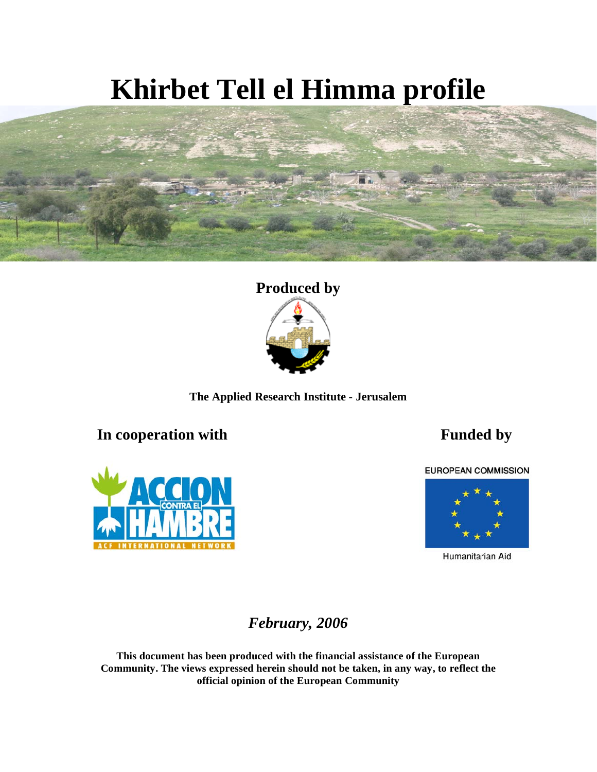# Khirbet Tell el Himma profile

**Produced by**

**The Applied Research Institute - Jerusalem**

**In cooperation with**

**Funded by**

EUROPEAN COMMISSION

Humanitarian Aid

*February, 2006*

**This document has been produced with the financial assistance of the European Community. The views expressed herein should not be taken, in any way, to reflect the official opinion of the European Community**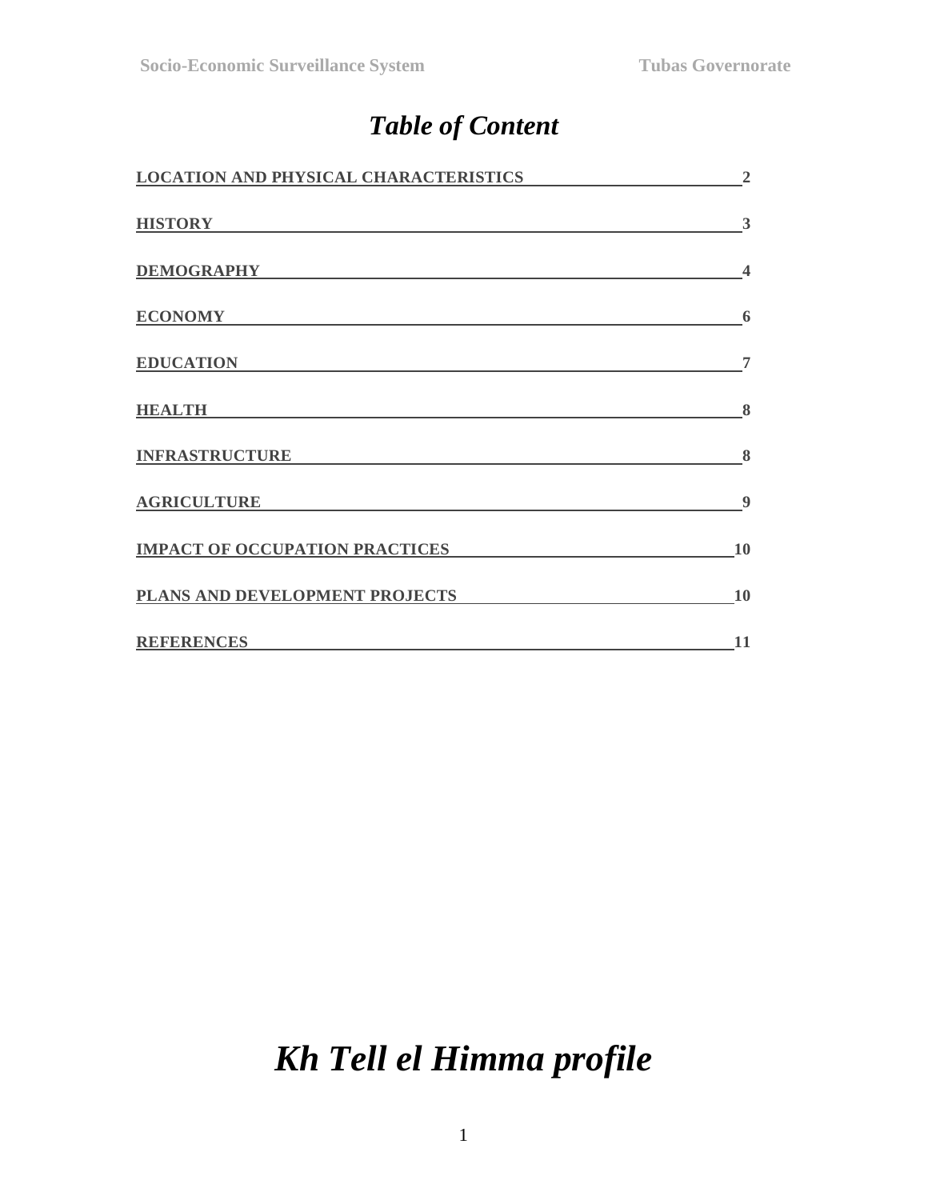# *Table of Content*

| | |
|---|---|
| **LOCATION AND PHYSICAL CHARACTERISTICS** | **2** |
| **HISTORY** | **3** |
| **DEMOGRAPHY** | **4** |
| **ECONOMY** | **6** |
| **EDUCATION** | **7** |
| **HEALTH** | **8** |
| **INFRASTRUCTURE** | **8** |
| **AGRICULTURE** | **9** |
| **IMPACT OF OCCUPATION PRACTICES** | **10** |
| **PLANS AND DEVELOPMENT PROJECTS** | **10** |
| **REFERENCES** | **11** |

# *Kh Tell el Himma profile*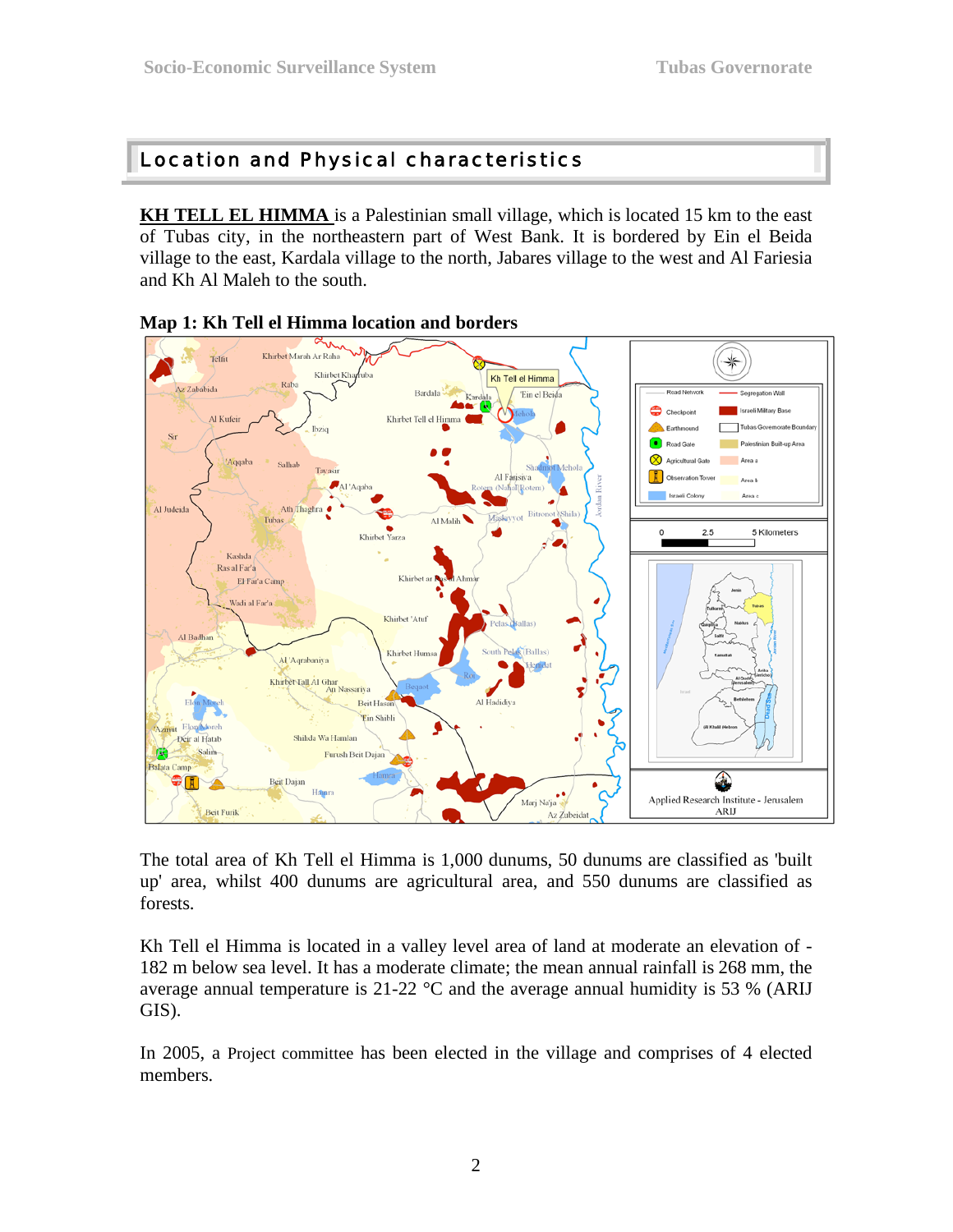# Location and Physical characteristics

**KH TELL EL HIMMA** is a Palestinian small village, which is located 15 km to the east of Tubas city, in the northeastern part of West Bank. It is bordered by Ein el Beida village to the east, Kardala village to the north, Jabares village to the west and Al Fariesia and Kh Al Maleh to the south.

**Map 1: Kh Tell el Himma location and borders**

The total area of Kh Tell el Himma is 1,000 dunums, 50 dunums are classified as 'built up' area, whilst 400 dunums are agricultural area, and 550 dunums are classified as forests.

Kh Tell el Himma is located in a valley level area of land at moderate an elevation of -182 m below sea level. It has a moderate climate; the mean annual rainfall is 268 mm, the average annual temperature is 21-22 °C and the average annual humidity is 53 % (ARIJ GIS).

In 2005, a Project committee has been elected in the village and comprises of 4 elected members.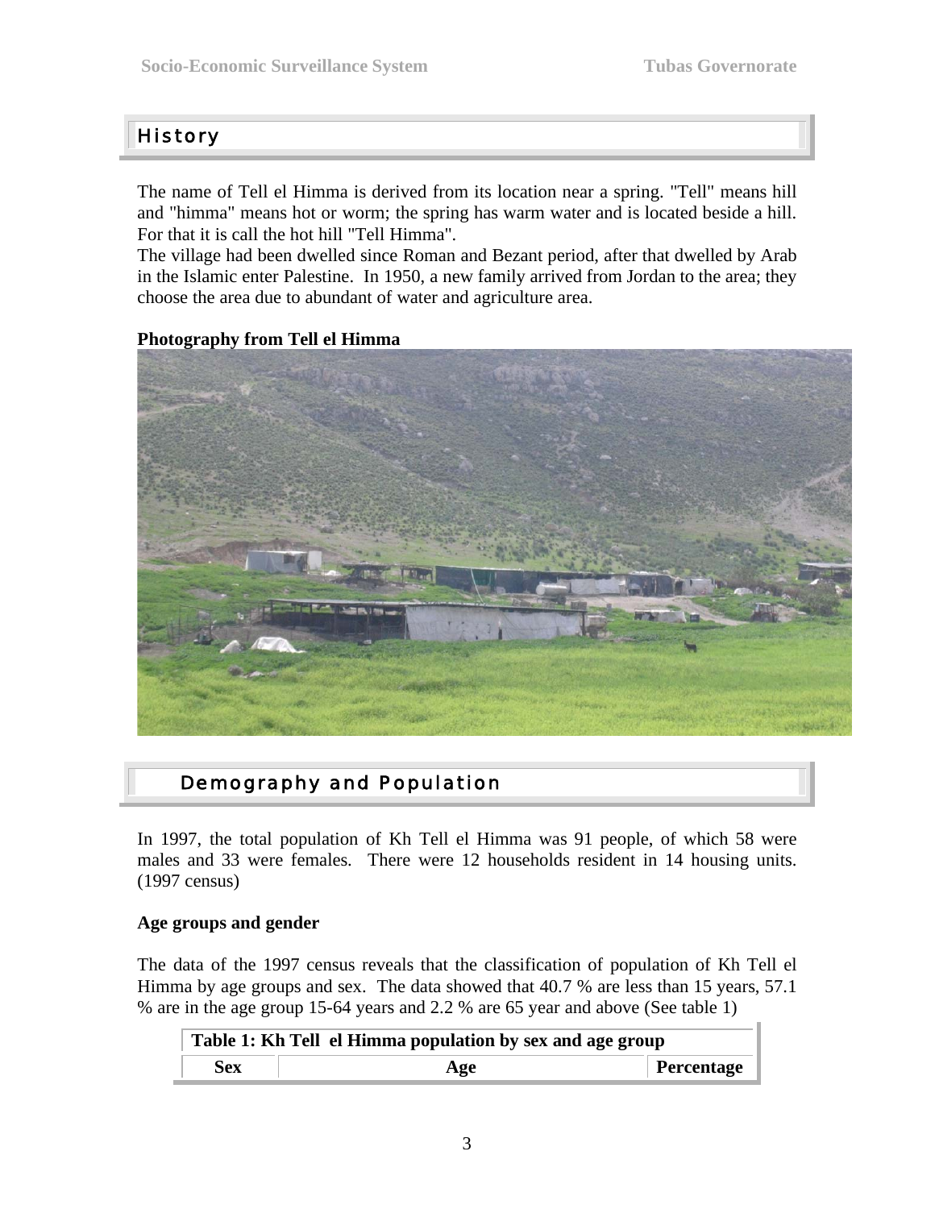## History

The name of Tell el Himma is derived from its location near a spring. "Tell" means hill and "himma" means hot or worm; the spring has warm water and is located beside a hill. For that it is call the hot hill "Tell Himma".

The village had been dwelled since Roman and Bezant period, after that dwelled by Arab in the Islamic enter Palestine. In 1950, a new family arrived from Jordan to the area; they choose the area due to abundant of water and agriculture area.

**Photography from Tell el Himma**

## Demography and Population

In 1997, the total population of Kh Tell el Himma was 91 people, of which 58 were males and 33 were females. There were 12 households resident in 14 housing units. (1997 census)

**Age groups and gender**

The data of the 1997 census reveals that the classification of population of Kh Tell el Himma by age groups and sex. The data showed that 40.7 % are less than 15 years, 57.1 % are in the age group 15-64 years and 2.2 % are 65 year and above (See table 1)

**Table 1: Kh Tell el Himma population by sex and age group**

| Sex | Age | Percentage |
|---|---|---|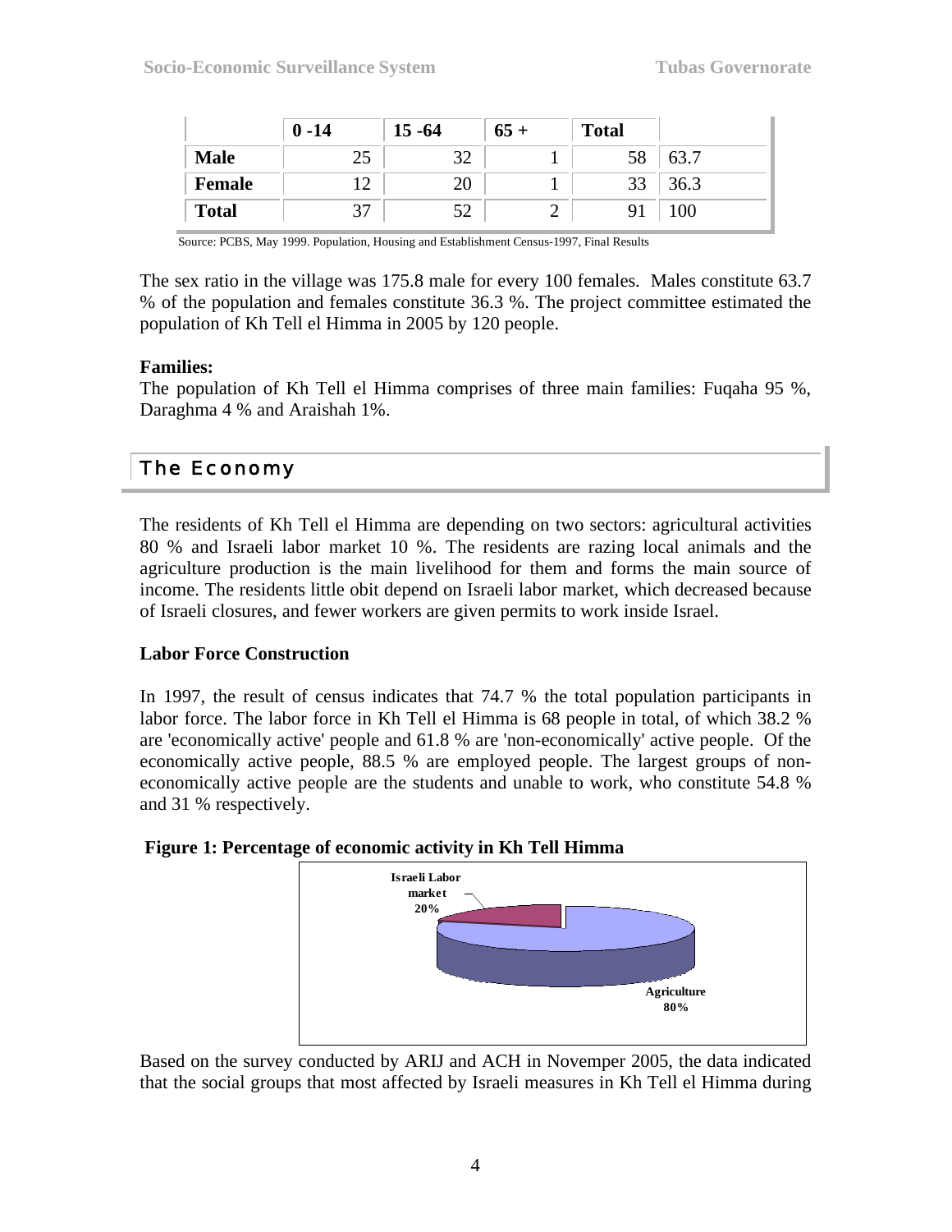|  | 0 -14 | 15 -64 | 65 + | Total |  |
|---|---|---|---|---|---|
| **Male** | 25 | 32 | 1 | 58 | 63.7 |
| **Female** | 12 | 20 | 1 | 33 | 36.3 |
| **Total** | 37 | 52 | 2 | 91 | 100 |

Source: PCBS, May 1999. Population, Housing and Establishment Census-1997, Final Results

The sex ratio in the village was 175.8 male for every 100 females. Males constitute 63.7 % of the population and females constitute 36.3 %. The project committee estimated the population of Kh Tell el Himma in 2005 by 120 people.

**Families:**
The population of Kh Tell el Himma comprises of three main families: Fuqaha 95 %, Daraghma 4 % and Araishah 1%.

## The Economy

The residents of Kh Tell el Himma are depending on two sectors: agricultural activities 80 % and Israeli labor market 10 %. The residents are razing local animals and the agriculture production is the main livelihood for them and forms the main source of income. The residents little obit depend on Israeli labor market, which decreased because of Israeli closures, and fewer workers are given permits to work inside Israel.

**Labor Force Construction**

In 1997, the result of census indicates that 74.7 % the total population participants in labor force. The labor force in Kh Tell el Himma is 68 people in total, of which 38.2 % are 'economically active' people and 61.8 % are 'non-economically' active people. Of the economically active people, 88.5 % are employed people. The largest groups of non-economically active people are the students and unable to work, who constitute 54.8 % and 31 % respectively.

**Figure 1: Percentage of economic activity in Kh Tell Himma**

Israeli Labor market 20%

Agriculture 80%

Based on the survey conducted by ARIJ and ACH in Novemper 2005, the data indicated that the social groups that most affected by Israeli measures in Kh Tell el Himma during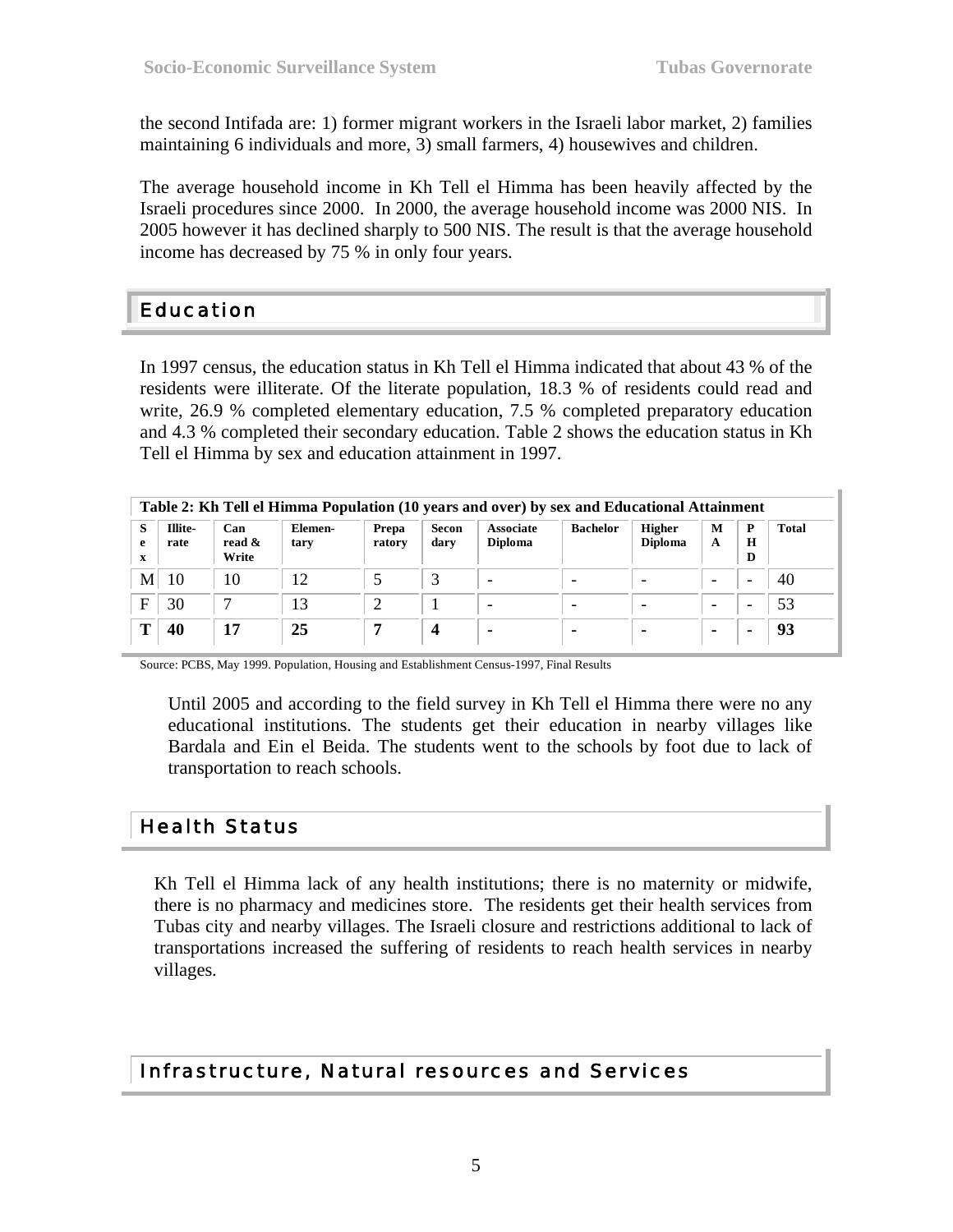the second Intifada are: 1) former migrant workers in the Israeli labor market, 2) families maintaining 6 individuals and more, 3) small farmers, 4) housewives and children.

The average household income in Kh Tell el Himma has been heavily affected by the Israeli procedures since 2000. In 2000, the average household income was 2000 NIS. In 2005 however it has declined sharply to 500 NIS. The result is that the average household income has decreased by 75 % in only four years.

## Education

In 1997 census, the education status in Kh Tell el Himma indicated that about 43 % of the residents were illiterate. Of the literate population, 18.3 % of residents could read and write, 26.9 % completed elementary education, 7.5 % completed preparatory education and 4.3 % completed their secondary education. Table 2 shows the education status in Kh Tell el Himma by sex and education attainment in 1997.

**Table 2: Kh Tell el Himma Population (10 years and over) by sex and Educational Attainment**

| Sex | Illite-rate | Can read & Write | Elemen-tary | Prepa ratory | Secon dary | Associate Diploma | Bachelor | Higher Diploma | MA | PHD | Total |
|---|---|---|---|---|---|---|---|---|---|---|---|
| M | 10 | 10 | 12 | 5 | 3 | - | - | - | - | - | 40 |
| F | 30 | 7 | 13 | 2 | 1 | - | - | - | - | - | 53 |
| **T** | **40** | **17** | **25** | **7** | **4** | **-** | **-** | **-** | **-** | **-** | **93** |

Source: PCBS, May 1999. Population, Housing and Establishment Census-1997, Final Results

Until 2005 and according to the field survey in Kh Tell el Himma there were no any educational institutions. The students get their education in nearby villages like Bardala and Ein el Beida. The students went to the schools by foot due to lack of transportation to reach schools.

## Health Status

Kh Tell el Himma lack of any health institutions; there is no maternity or midwife, there is no pharmacy and medicines store. The residents get their health services from Tubas city and nearby villages. The Israeli closure and restrictions additional to lack of transportations increased the suffering of residents to reach health services in nearby villages.

## Infrastructure, Natural resources and Services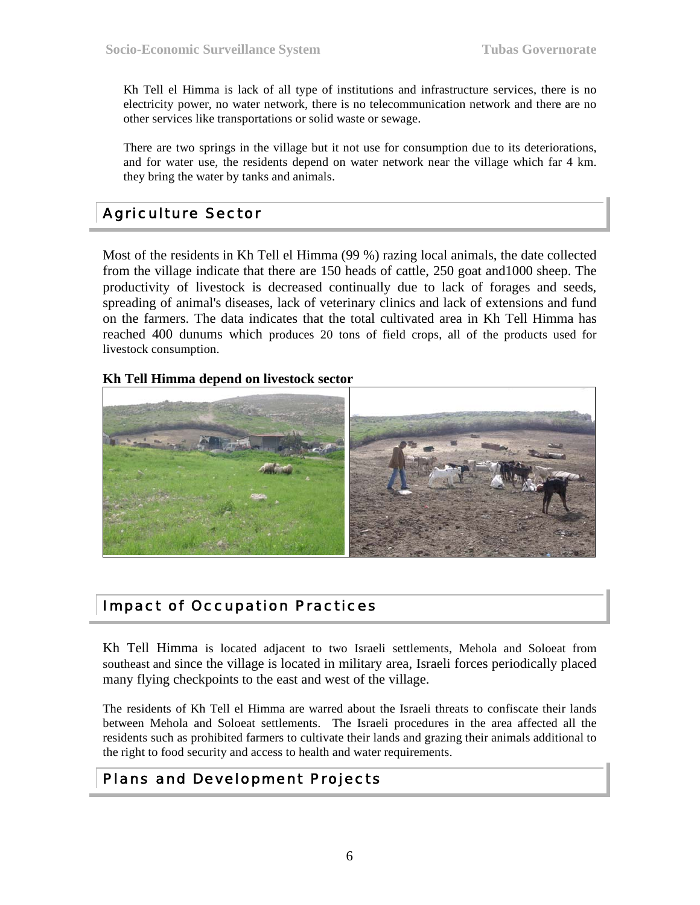Kh Tell el Himma is lack of all type of institutions and infrastructure services, there is no electricity power, no water network, there is no telecommunication network and there are no other services like transportations or solid waste or sewage.

There are two springs in the village but it not use for consumption due to its deteriorations, and for water use, the residents depend on water network near the village which far 4 km. they bring the water by tanks and animals.

## Agriculture Sector

Most of the residents in Kh Tell el Himma (99 %) razing local animals, the date collected from the village indicate that there are 150 heads of cattle, 250 goat and1000 sheep. The productivity of livestock is decreased continually due to lack of forages and seeds, spreading of animal's diseases, lack of veterinary clinics and lack of extensions and fund on the farmers. The data indicates that the total cultivated area in Kh Tell Himma has reached 400 dunums which produces 20 tons of field crops, all of the products used for livestock consumption.

**Kh Tell Himma depend on livestock sector**

## Impact of Occupation Practices

Kh Tell Himma is located adjacent to two Israeli settlements, Mehola and Soloeat from southeast and since the village is located in military area, Israeli forces periodically placed many flying checkpoints to the east and west of the village.

The residents of Kh Tell el Himma are warred about the Israeli threats to confiscate their lands between Mehola and Soloeat settlements. The Israeli procedures in the area affected all the residents such as prohibited farmers to cultivate their lands and grazing their animals additional to the right to food security and access to health and water requirements.

## Plans and Development Projects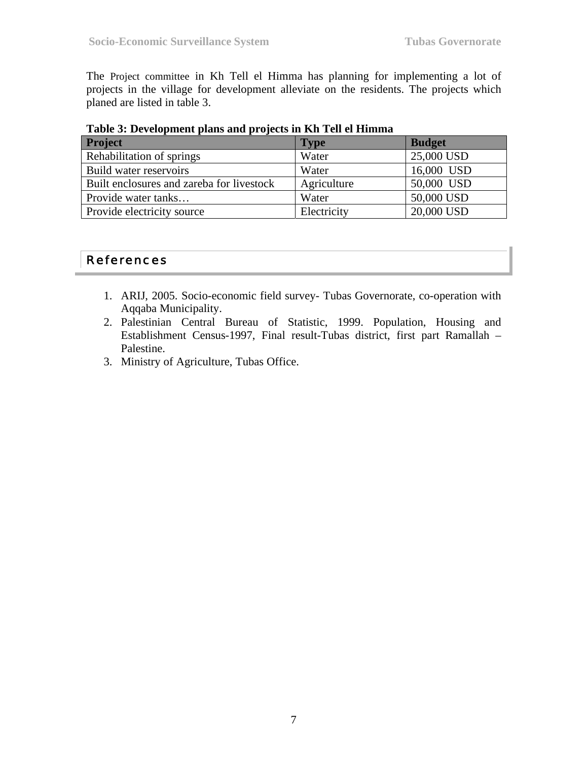The Project committee in Kh Tell el Himma has planning for implementing a lot of projects in the village for development alleviate on the residents. The projects which planed are listed in table 3.

**Table 3: Development plans and projects in Kh Tell el Himma**

| Project | Type | Budget |
|---|---|---|
| Rehabilitation of springs | Water | 25,000 USD |
| Build water reservoirs | Water | 16,000 USD |
| Built enclosures and zareba for livestock | Agriculture | 50,000 USD |
| Provide water tanks… | Water | 50,000 USD |
| Provide electricity source | Electricity | 20,000 USD |

## References

1. ARIJ, 2005. Socio-economic field survey- Tubas Governorate, co-operation with Aqqaba Municipality.
2. Palestinian Central Bureau of Statistic, 1999. Population, Housing and Establishment Census-1997, Final result-Tubas district, first part Ramallah – Palestine.
3. Ministry of Agriculture, Tubas Office.